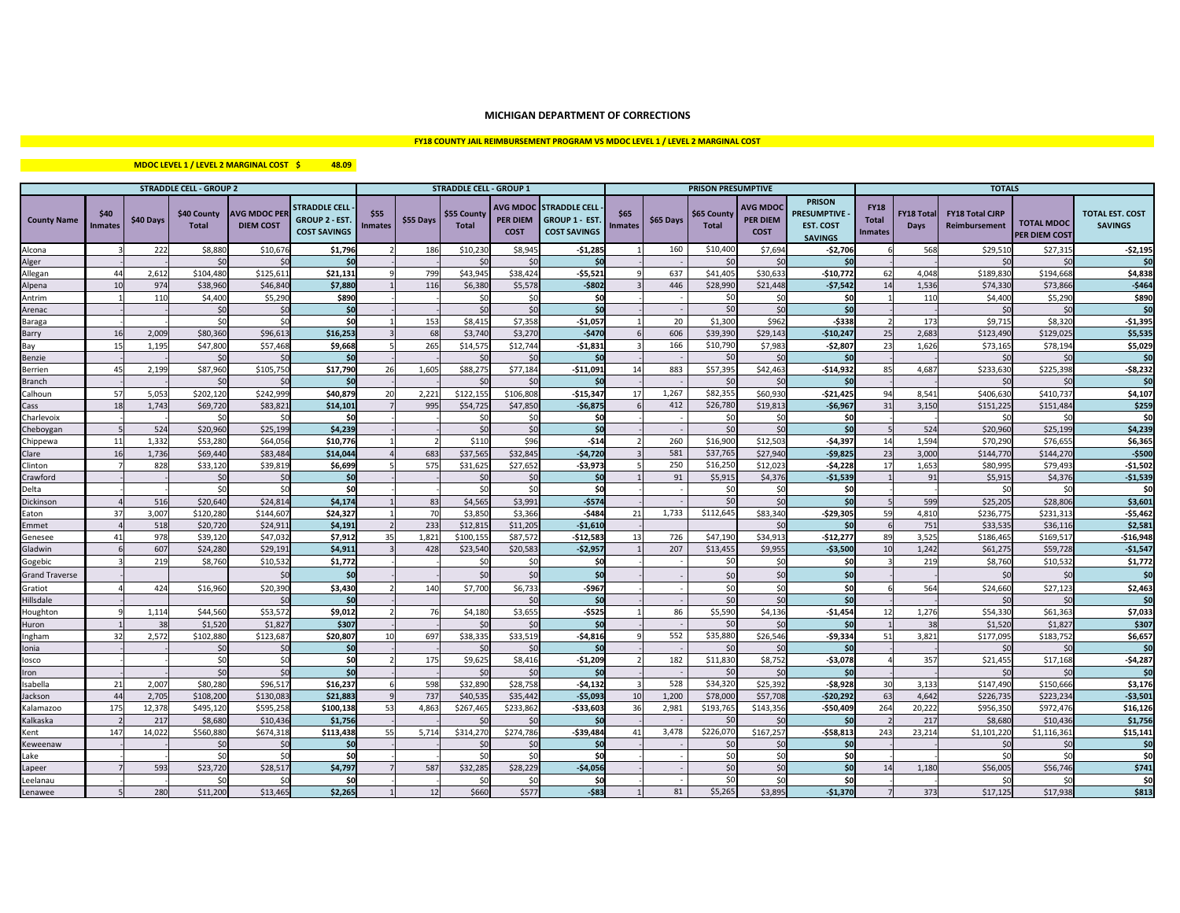## MICHIGAN DEPARTMENT OF CORRECTIONS

**FY18 COUNTY JAIL REIMBURSEMENT PROGRAM VS MDOC LEVEL 1 / LEVEL 2 MARGINAL COST**

**MDOC LEVEL 1 / LEVEL 2 MARGINAL COST $ 48.09**

| | STRADDLE CELL - GROUP 2 | | | | | STRADDLE CELL - GROUP 1 | | | | | PRISON PRESUMPTIVE | | | | | TOTALS | | | | |
|---|---|---|---|---|---|---|---|---|---|---|---|---|---|---|---|---|---|---|---|---|
| County Name | $40 Inmates | $40 Days | $40 County Total | AVG MDOC PER DIEM COST | STRADDLE CELL - GROUP 2 - EST. COST SAVINGS | $55 Inmates | $55 Days | $55 County Total | AVG MDOC PER DIEM COST | STRADDLE CELL - GROUP 1 - EST. COST SAVINGS | $65 Inmates | $65 Days | $65 County Total | AVG MDOC PER DIEM COST | PRISON PRESUMPTIVE - EST. COST SAVINGS | FY18 Total Inmates | FY18 Total Days | FY18 Total CJRP Reimbursement | TOTAL MDOC PER DIEM COST | TOTAL EST. COST SAVINGS |
| Alcona | 3 | 222 | $8,880 | $10,676 | $1,796 | 2 | 186 | $10,230 | $8,945 | -$1,285 | 1 | 160 | $10,400 | $7,694 | -$2,706 | 6 | 568 | $29,510 | $27,315 | -$2,195 |
| Alger | - | - | $0 | $0 | $0 | - | - | $0 | $0 | $0 | - | - | $0 | $0 | $0 | - | - | $0 | $0 | $0 |
| Allegan | 44 | 2,612 | $104,480 | $125,611 | $21,131 | 9 | 799 | $43,945 | $38,424 | -$5,521 | 9 | 637 | $41,405 | $30,633 | -$10,772 | 62 | 4,048 | $189,830 | $194,668 | $4,838 |
| Alpena | 10 | 974 | $38,960 | $46,840 | $7,880 | 1 | 116 | $6,380 | $5,578 | -$802 | 3 | 446 | $28,990 | $21,448 | -$7,542 | 14 | 1,536 | $74,330 | $73,866 | -$464 |
| Antrim | 1 | 110 | $4,400 | $5,290 | $890 | - | - | $0 | $0 | $0 | - | - | $0 | $0 | $0 | 1 | 110 | $4,400 | $5,290 | $890 |
| Arenac | - | - | $0 | $0 | $0 | - | - | $0 | $0 | $0 | - | - | $0 | $0 | $0 | - | - | $0 | $0 | $0 |
| Baraga | - | - | $0 | $0 | $0 | 1 | 153 | $8,415 | $7,358 | -$1,057 | 1 | 20 | $1,300 | $962 | -$338 | 2 | 173 | $9,715 | $8,320 | -$1,395 |
| Barry | 16 | 2,009 | $80,360 | $96,613 | $16,253 | 3 | 68 | $3,740 | $3,270 | -$470 | 6 | 606 | $39,390 | $29,143 | -$10,247 | 25 | 2,683 | $123,490 | $129,025 | $5,535 |
| Bay | 15 | 1,195 | $47,800 | $57,468 | $9,668 | 5 | 265 | $14,575 | $12,744 | -$1,831 | 3 | 166 | $10,790 | $7,983 | -$2,807 | 23 | 1,626 | $73,165 | $78,194 | $5,029 |
| Benzie | - | - | $0 | $0 | $0 | - | - | $0 | $0 | $0 | - | - | $0 | $0 | $0 | - | - | $0 | $0 | $0 |
| Berrien | 45 | 2,199 | $87,960 | $105,750 | $17,790 | 26 | 1,605 | $88,275 | $77,184 | -$11,091 | 14 | 883 | $57,395 | $42,463 | -$14,932 | 85 | 4,687 | $233,630 | $225,398 | -$8,232 |
| Branch | - | - | $0 | $0 | $0 | - | - | $0 | $0 | $0 | - | - | $0 | $0 | $0 | - | - | $0 | $0 | $0 |
| Calhoun | 57 | 5,053 | $202,120 | $242,999 | $40,879 | 20 | 2,221 | $122,155 | $106,808 | -$15,347 | 17 | 1,267 | $82,355 | $60,930 | -$21,425 | 94 | 8,541 | $406,630 | $410,737 | $4,107 |
| Cass | 18 | 1,743 | $69,720 | $83,821 | $14,101 | 7 | 995 | $54,725 | $47,850 | -$6,875 | 6 | 412 | $26,780 | $19,813 | -$6,967 | 31 | 3,150 | $151,225 | $151,484 | $259 |
| Charlevoix | - | - | $0 | $0 | $0 | - | - | $0 | $0 | $0 | - | - | $0 | $0 | $0 | - | - | $0 | $0 | $0 |
| Cheboygan | 5 | 524 | $20,960 | $25,199 | $4,239 | - | - | $0 | $0 | $0 | - | - | $0 | $0 | $0 | 5 | 524 | $20,960 | $25,199 | $4,239 |
| Chippewa | 11 | 1,332 | $53,280 | $64,056 | $10,776 | 1 | 2 | $110 | $96 | -$14 | 2 | 260 | $16,900 | $12,503 | -$4,397 | 14 | 1,594 | $70,290 | $76,655 | $6,365 |
| Clare | 16 | 1,736 | $69,440 | $83,484 | $14,044 | 4 | 683 | $37,565 | $32,845 | -$4,720 | 3 | 581 | $37,765 | $27,940 | -$9,825 | 23 | 3,000 | $144,770 | $144,270 | -$500 |
| Clinton | 7 | 828 | $33,120 | $39,819 | $6,699 | 5 | 575 | $31,625 | $27,652 | -$3,973 | 5 | 250 | $16,250 | $12,023 | -$4,228 | 17 | 1,653 | $80,995 | $79,493 | -$1,502 |
| Crawford | - | - | $0 | $0 | $0 | - | - | $0 | $0 | $0 | 1 | 91 | $5,915 | $4,376 | -$1,539 | 1 | 91 | $5,915 | $4,376 | -$1,539 |
| Delta | - | - | $0 | $0 | $0 | - | - | $0 | $0 | $0 | - | - | $0 | $0 | $0 | - | - | $0 | $0 | $0 |
| Dickinson | 4 | 516 | $20,640 | $24,814 | $4,174 | 1 | 83 | $4,565 | $3,991 | -$574 | - | - | $0 | $0 | $0 | 5 | 599 | $25,205 | $28,806 | $3,601 |
| Eaton | 37 | 3,007 | $120,280 | $144,607 | $24,327 | 1 | 70 | $3,850 | $3,366 | -$484 | 21 | 1,733 | $112,645 | $83,340 | -$29,305 | 59 | 4,810 | $236,775 | $231,313 | -$5,462 |
| Emmet | 4 | 518 | $20,720 | $24,911 | $4,191 | 2 | 233 | $12,815 | $11,205 | -$1,610 | | | | $0 | $0 | 6 | 751 | $33,535 | $36,116 | $2,581 |
| Genesee | 41 | 978 | $39,120 | $47,032 | $7,912 | 35 | 1,821 | $100,155 | $87,572 | -$12,583 | 13 | 726 | $47,190 | $34,913 | -$12,277 | 89 | 3,525 | $186,465 | $169,517 | -$16,948 |
| Gladwin | 6 | 607 | $24,280 | $29,191 | $4,911 | 3 | 428 | $23,540 | $20,583 | -$2,957 | 1 | 207 | $13,455 | $9,955 | -$3,500 | 10 | 1,242 | $61,275 | $59,728 | -$1,547 |
| Gogebic | 3 | 219 | $8,760 | $10,532 | $1,772 | - | - | $0 | $0 | $0 | - | - | $0 | $0 | $0 | 3 | 219 | $8,760 | $10,532 | $1,772 |
| Grand Traverse | - | | | $0 | $0 | - | - | $0 | $0 | $0 | - | - | $0 | $0 | $0 | - | - | $0 | $0 | $0 |
| Gratiot | 4 | 424 | $16,960 | $20,390 | $3,430 | 2 | 140 | $7,700 | $6,733 | -$967 | - | - | $0 | $0 | $0 | 6 | 564 | $24,660 | $27,123 | $2,463 |
| Hillsdale | - | | | $0 | $0 | - | - | | $0 | $0 | - | - | $0 | $0 | $0 | - | - | $0 | $0 | $0 |
| Houghton | 9 | 1,114 | $44,560 | $53,572 | $9,012 | 2 | 76 | $4,180 | $3,655 | -$525 | 1 | 86 | $5,590 | $4,136 | -$1,454 | 12 | 1,276 | $54,330 | $61,363 | $7,033 |
| Huron | 1 | 38 | $1,520 | $1,827 | $307 | - | - | $0 | $0 | $0 | - | - | $0 | $0 | $0 | 1 | 38 | $1,520 | $1,827 | $307 |
| Ingham | 32 | 2,572 | $102,880 | $123,687 | $20,807 | 10 | 697 | $38,335 | $33,519 | -$4,816 | 9 | 552 | $35,880 | $26,546 | -$9,334 | 51 | 3,821 | $177,095 | $183,752 | $6,657 |
| Ionia | - | - | $0 | $0 | $0 | - | - | $0 | $0 | $0 | - | - | $0 | $0 | $0 | - | - | $0 | $0 | $0 |
| Iosco | - | - | $0 | $0 | $0 | 2 | 175 | $9,625 | $8,416 | -$1,209 | 2 | 182 | $11,830 | $8,752 | -$3,078 | 4 | 357 | $21,455 | $17,168 | -$4,287 |
| Iron | - | - | $0 | $0 | $0 | - | - | $0 | $0 | $0 | - | - | $0 | $0 | $0 | - | - | $0 | $0 | $0 |
| Isabella | 21 | 2,007 | $80,280 | $96,517 | $16,237 | 6 | 598 | $32,890 | $28,758 | -$4,132 | 3 | 528 | $34,320 | $25,392 | -$8,928 | 30 | 3,133 | $147,490 | $150,666 | $3,176 |
| Jackson | 44 | 2,705 | $108,200 | $130,083 | $21,883 | 9 | 737 | $40,535 | $35,442 | -$5,093 | 10 | 1,200 | $78,000 | $57,708 | -$20,292 | 63 | 4,642 | $226,735 | $223,234 | -$3,501 |
| Kalamazoo | 175 | 12,378 | $495,120 | $595,258 | $100,138 | 53 | 4,863 | $267,465 | $233,862 | -$33,603 | 36 | 2,981 | $193,765 | $143,356 | -$50,409 | 264 | 20,222 | $956,350 | $972,476 | $16,126 |
| Kalkaska | 2 | 217 | $8,680 | $10,436 | $1,756 | - | - | $0 | $0 | $0 | - | - | $0 | $0 | $0 | 2 | 217 | $8,680 | $10,436 | $1,756 |
| Kent | 147 | 14,022 | $560,880 | $674,318 | $113,438 | 55 | 5,714 | $314,270 | $274,786 | -$39,484 | 41 | 3,478 | $226,070 | $167,257 | -$58,813 | 243 | 23,214 | $1,101,220 | $1,116,361 | $15,141 |
| Keweenaw | - | - | $0 | $0 | $0 | - | - | $0 | $0 | $0 | - | - | $0 | $0 | $0 | - | - | $0 | $0 | $0 |
| Lake | - | - | $0 | $0 | $0 | - | - | $0 | $0 | $0 | - | - | $0 | $0 | $0 | - | - | $0 | $0 | $0 |
| Lapeer | 7 | 593 | $23,720 | $28,517 | $4,797 | 7 | 587 | $32,285 | $28,229 | -$4,056 | - | - | $0 | $0 | $0 | 14 | 1,180 | $56,005 | $56,746 | $741 |
| Leelanau | - | - | $0 | $0 | $0 | - | - | $0 | $0 | $0 | - | - | $0 | $0 | $0 | - | - | $0 | $0 | $0 |
| Lenawee | 5 | 280 | $11,200 | $13,465 | $2,265 | 1 | 12 | $660 | $577 | -$83 | 1 | 81 | $5,265 | $3,895 | -$1,370 | 7 | 373 | $17,125 | $17,938 | $813 |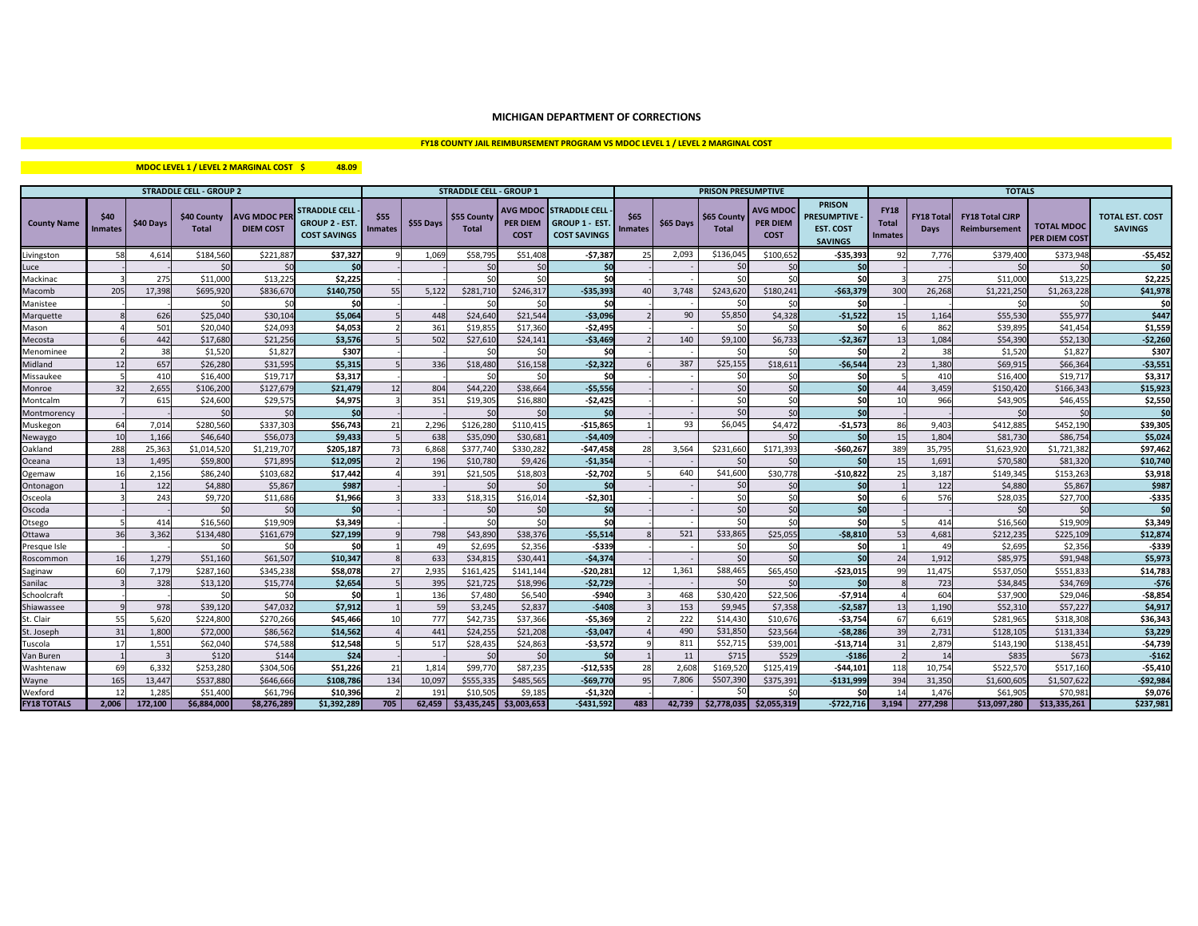**MICHIGAN DEPARTMENT OF CORRECTIONS**

**FY18 COUNTY JAIL REIMBURSEMENT PROGRAM VS MDOC LEVEL 1 / LEVEL 2 MARGINAL COST**

**MDOC LEVEL 1 / LEVEL 2 MARGINAL COST $ 48.09**

| | STRADDLE CELL - GROUP 2 | | | | | STRADDLE CELL - GROUP 1 | | | | | PRISON PRESUMPTIVE | | | | | TOTALS | | | | |
|---|---|---|---|---|---|---|---|---|---|---|---|---|---|---|---|---|---|---|---|---|
| County Name | $40 Inmates | $40 Days | $40 County Total | AVG MDOC PER DIEM COST | STRADDLE CELL - GROUP 2 - EST. COST SAVINGS | $55 Inmates | $55 Days | $55 County Total | AVG MDOC PER DIEM COST | STRADDLE CELL - GROUP 1 - EST. COST SAVINGS | $65 Inmates | $65 Days | $65 County Total | AVG MDOC PER DIEM COST | PRISON PRESUMPTIVE - EST. COST SAVINGS | FY18 Total Inmates | FY18 Total Days | FY18 Total CJRP Reimbursement | TOTAL MDOC PER DIEM COST | TOTAL EST. COST SAVINGS |
| Livingston | 58 | 4,614 | $184,560 | $221,887 | $37,327 | 9 | 1,069 | $58,795 | $51,408 | -$7,387 | 25 | 2,093 | $136,045 | $100,652 | -$35,393 | 92 | 7,776 | $379,400 | $373,948 | -$5,452 |
| Luce | - | - | $0 | $0 | $0 | - | - | $0 | $0 | $0 | - | - | $0 | $0 | $0 | - | - | $0 | $0 | $0 |
| Mackinac | 3 | 275 | $11,000 | $13,225 | $2,225 | - | - | $0 | $0 | $0 | - | - | $0 | $0 | $0 | 3 | 275 | $11,000 | $13,225 | $2,225 |
| Macomb | 205 | 17,398 | $695,920 | $836,670 | $140,750 | 55 | 5,122 | $281,710 | $246,317 | -$35,393 | 40 | 3,748 | $243,620 | $180,241 | -$63,379 | 300 | 26,268 | $1,221,250 | $1,263,228 | $41,978 |
| Manistee | - | - | $0 | $0 | $0 | - | - | $0 | $0 | $0 | - | - | $0 | $0 | $0 | - | - | $0 | $0 | $0 |
| Marquette | 8 | 626 | $25,040 | $30,104 | $5,064 | 5 | 448 | $24,640 | $21,544 | -$3,096 | 2 | 90 | $5,850 | $4,328 | -$1,522 | 15 | 1,164 | $55,530 | $55,977 | $447 |
| Mason | 4 | 501 | $20,040 | $24,093 | $4,053 | 2 | 361 | $19,855 | $17,360 | -$2,495 | - | - | $0 | $0 | $0 | 6 | 862 | $39,895 | $41,454 | $1,559 |
| Mecosta | 6 | 442 | $17,680 | $21,256 | $3,576 | 5 | 502 | $27,610 | $24,141 | -$3,469 | 2 | 140 | $9,100 | $6,733 | -$2,367 | 13 | 1,084 | $54,390 | $52,130 | -$2,260 |
| Menominee | 2 | 38 | $1,520 | $1,827 | $307 | - | - | $0 | $0 | $0 | - | - | $0 | $0 | $0 | 2 | 38 | $1,520 | $1,827 | $307 |
| Midland | 12 | 657 | $26,280 | $31,595 | $5,315 | 5 | 336 | $18,480 | $16,158 | -$2,322 | 6 | 387 | $25,155 | $18,611 | -$6,544 | 23 | 1,380 | $69,915 | $66,364 | -$3,551 |
| Missaukee | 5 | 410 | $16,400 | $19,717 | $3,317 | - | - | $0 | $0 | $0 | - | - | $0 | $0 | $0 | 5 | 410 | $16,400 | $19,717 | $3,317 |
| Monroe | 32 | 2,655 | $106,200 | $127,679 | $21,479 | 12 | 804 | $44,220 | $38,664 | -$5,556 | - | - | $0 | $0 | $0 | 44 | 3,459 | $150,420 | $166,343 | $15,923 |
| Montcalm | 7 | 615 | $24,600 | $29,575 | $4,975 | 3 | 351 | $19,305 | $16,880 | -$2,425 | - | - | $0 | $0 | $0 | 10 | 966 | $43,905 | $46,455 | $2,550 |
| Montmorency | - | - | $0 | $0 | $0 | - | - | $0 | $0 | $0 | - | - | $0 | $0 | $0 | - | - | $0 | $0 | $0 |
| Muskegon | 64 | 7,014 | $280,560 | $337,303 | $56,743 | 21 | 2,296 | $126,280 | $110,415 | -$15,865 | 1 | 93 | $6,045 | $4,472 | -$1,573 | 86 | 9,403 | $412,885 | $452,190 | $39,305 |
| Newaygo | 10 | 1,166 | $46,640 | $56,073 | $9,433 | 5 | 638 | $35,090 | $30,681 | -$4,409 | | | | $0 | $0 | 15 | 1,804 | $81,730 | $86,754 | $5,024 |
| Oakland | 288 | 25,363 | $1,014,520 | $1,219,707 | $205,187 | 73 | 6,868 | $377,740 | $330,282 | -$47,458 | 28 | 3,564 | $231,660 | $171,393 | -$60,267 | 389 | 35,795 | $1,623,920 | $1,721,382 | $97,462 |
| Oceana | 13 | 1,495 | $59,800 | $71,895 | $12,095 | 2 | 196 | $10,780 | $9,426 | -$1,354 | - | - | $0 | $0 | $0 | 15 | 1,691 | $70,580 | $81,320 | $10,740 |
| Ogemaw | 16 | 2,156 | $86,240 | $103,682 | $17,442 | 4 | 391 | $21,505 | $18,803 | -$2,702 | 5 | 640 | $41,600 | $30,778 | -$10,822 | 25 | 3,187 | $149,345 | $153,263 | $3,918 |
| Ontonagon | 1 | 122 | $4,880 | $5,867 | $987 | - | - | $0 | $0 | $0 | - | - | $0 | $0 | $0 | 1 | 122 | $4,880 | $5,867 | $987 |
| Osceola | 3 | 243 | $9,720 | $11,686 | $1,966 | 3 | 333 | $18,315 | $16,014 | -$2,301 | - | - | $0 | $0 | $0 | 6 | 576 | $28,035 | $27,700 | -$335 |
| Oscoda | - | - | $0 | $0 | $0 | - | - | $0 | $0 | $0 | - | - | $0 | $0 | $0 | - | - | $0 | $0 | $0 |
| Otsego | 5 | 414 | $16,560 | $19,909 | $3,349 | - | - | $0 | $0 | $0 | - | - | $0 | $0 | $0 | 5 | 414 | $16,560 | $19,909 | $3,349 |
| Ottawa | 36 | 3,362 | $134,480 | $161,679 | $27,199 | 9 | 798 | $43,890 | $38,376 | -$5,514 | 8 | 521 | $33,865 | $25,055 | -$8,810 | 53 | 4,681 | $212,235 | $225,109 | $12,874 |
| Presque Isle | - | - | $0 | $0 | $0 | 1 | 49 | $2,695 | $2,356 | -$339 | - | - | $0 | $0 | $0 | 1 | 49 | $2,695 | $2,356 | -$339 |
| Roscommon | 16 | 1,279 | $51,160 | $61,507 | $10,347 | 8 | 633 | $34,815 | $30,441 | -$4,374 | - | - | $0 | $0 | $0 | 24 | 1,912 | $85,975 | $91,948 | $5,973 |
| Saginaw | 60 | 7,179 | $287,160 | $345,238 | $58,078 | 27 | 2,935 | $161,425 | $141,144 | -$20,281 | 12 | 1,361 | $88,465 | $65,450 | -$23,015 | 99 | 11,475 | $537,050 | $551,833 | $14,783 |
| Sanilac | 3 | 328 | $13,120 | $15,774 | $2,654 | 5 | 395 | $21,725 | $18,996 | -$2,729 | - | - | $0 | $0 | $0 | 8 | 723 | $34,845 | $34,769 | -$76 |
| Schoolcraft | - | - | $0 | $0 | $0 | 1 | 136 | $7,480 | $6,540 | -$940 | 3 | 468 | $30,420 | $22,506 | -$7,914 | 4 | 604 | $37,900 | $29,046 | -$8,854 |
| Shiawassee | 9 | 978 | $39,120 | $47,032 | $7,912 | 1 | 59 | $3,245 | $2,837 | -$408 | 3 | 153 | $9,945 | $7,358 | -$2,587 | 13 | 1,190 | $52,310 | $57,227 | $4,917 |
| St. Clair | 55 | 5,620 | $224,800 | $270,266 | $45,466 | 10 | 777 | $42,735 | $37,366 | -$5,369 | 2 | 222 | $14,430 | $10,676 | -$3,754 | 67 | 6,619 | $281,965 | $318,308 | $36,343 |
| St. Joseph | 31 | 1,800 | $72,000 | $86,562 | $14,562 | 4 | 441 | $24,255 | $21,208 | -$3,047 | 4 | 490 | $31,850 | $23,564 | -$8,286 | 39 | 2,731 | $128,105 | $131,334 | $3,229 |
| Tuscola | 17 | 1,551 | $62,040 | $74,588 | $12,548 | 5 | 517 | $28,435 | $24,863 | -$3,572 | 9 | 811 | $52,715 | $39,001 | -$13,714 | 31 | 2,879 | $143,190 | $138,451 | -$4,739 |
| Van Buren | 1 | 3 | $120 | $144 | $24 | - | - | $0 | $0 | $0 | 1 | 11 | $715 | $529 | -$186 | 2 | 14 | $835 | $673 | -$162 |
| Washtenaw | 69 | 6,332 | $253,280 | $304,506 | $51,226 | 21 | 1,814 | $99,770 | $87,235 | -$12,535 | 28 | 2,608 | $169,520 | $125,419 | -$44,101 | 118 | 10,754 | $522,570 | $517,160 | -$5,410 |
| Wayne | 165 | 13,447 | $537,880 | $646,666 | $108,786 | 134 | 10,097 | $555,335 | $485,565 | -$69,770 | 95 | 7,806 | $507,390 | $375,391 | -$131,999 | 394 | 31,350 | $1,600,605 | $1,507,622 | -$92,984 |
| Wexford | 12 | 1,285 | $51,400 | $61,796 | $10,396 | 2 | 191 | $10,505 | $9,185 | -$1,320 | - | - | $0 | $0 | $0 | 14 | 1,476 | $61,905 | $70,981 | $9,076 |
| **FY18 TOTALS** | **2,006** | **172,100** | **$6,884,000** | **$8,276,289** | **$1,392,289** | **705** | **62,459** | **$3,435,245** | **$3,003,653** | **-$431,592** | **483** | **42,739** | **$2,778,035** | **$2,055,319** | **-$722,716** | **3,194** | **277,298** | **$13,097,280** | **$13,335,261** | **$237,981** |